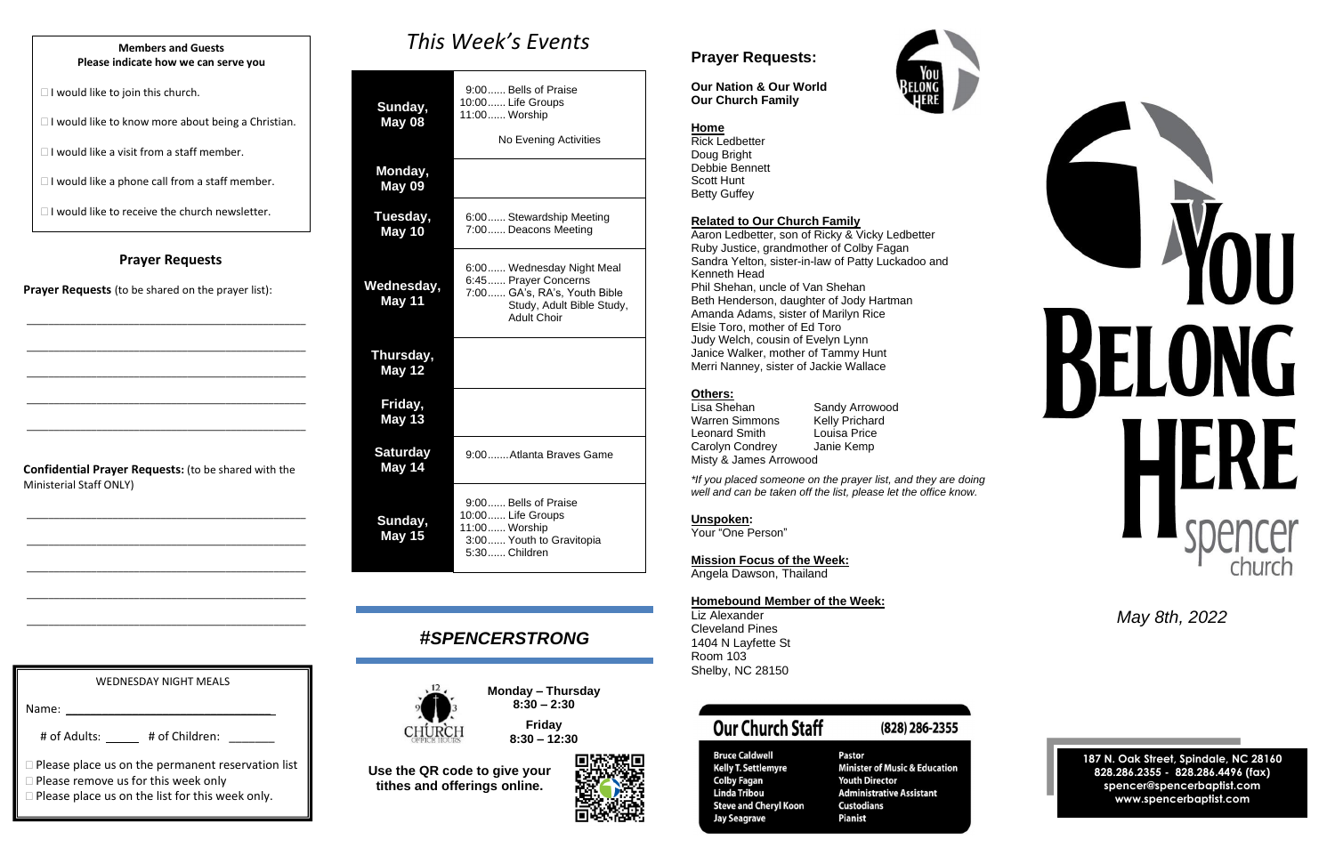**Members and Guests**
**Please indicate how we can serve you**

- ☐ I would like to join this church.
- ☐ I would like to know more about being a Christian.
- ☐ I would like a visit from a staff member.
- ☐ I would like a phone call from a staff member.
- ☐ I would like to receive the church newsletter.

## Prayer Requests

**Prayer Requests** (to be shared on the prayer list):

\_\_\_\_\_\_\_\_\_\_\_\_\_\_\_\_\_\_\_\_\_\_\_\_\_\_\_\_\_\_\_\_\_\_\_\_\_\_\_\_\_\_\_\_

\_\_\_\_\_\_\_\_\_\_\_\_\_\_\_\_\_\_\_\_\_\_\_\_\_\_\_\_\_\_\_\_\_\_\_\_\_\_\_\_\_\_\_\_

\_\_\_\_\_\_\_\_\_\_\_\_\_\_\_\_\_\_\_\_\_\_\_\_\_\_\_\_\_\_\_\_\_\_\_\_\_\_\_\_\_\_\_\_

\_\_\_\_\_\_\_\_\_\_\_\_\_\_\_\_\_\_\_\_\_\_\_\_\_\_\_\_\_\_\_\_\_\_\_\_\_\_\_\_\_\_\_\_

\_\_\_\_\_\_\_\_\_\_\_\_\_\_\_\_\_\_\_\_\_\_\_\_\_\_\_\_\_\_\_\_\_\_\_\_\_\_\_\_\_\_\_\_

**Confidential Prayer Requests:** (to be shared with the Ministerial Staff ONLY)

\_\_\_\_\_\_\_\_\_\_\_\_\_\_\_\_\_\_\_\_\_\_\_\_\_\_\_\_\_\_\_\_\_\_\_\_\_\_\_\_\_\_\_\_

\_\_\_\_\_\_\_\_\_\_\_\_\_\_\_\_\_\_\_\_\_\_\_\_\_\_\_\_\_\_\_\_\_\_\_\_\_\_\_\_\_\_\_\_

\_\_\_\_\_\_\_\_\_\_\_\_\_\_\_\_\_\_\_\_\_\_\_\_\_\_\_\_\_\_\_\_\_\_\_\_\_\_\_\_\_\_\_\_

\_\_\_\_\_\_\_\_\_\_\_\_\_\_\_\_\_\_\_\_\_\_\_\_\_\_\_\_\_\_\_\_\_\_\_\_\_\_\_\_\_\_\_\_

\_\_\_\_\_\_\_\_\_\_\_\_\_\_\_\_\_\_\_\_\_\_\_\_\_\_\_\_\_\_\_\_\_\_\_\_\_\_\_\_\_\_\_\_

WEDNESDAY NIGHT MEALS

Name: \_\_\_\_\_\_\_\_\_\_\_\_\_\_\_\_\_\_\_\_\_\_\_\_\_\_\_\_\_\_

# of Adults: \_\_\_\_\_ # of Children: \_\_\_\_\_\_\_

- ☐ Please place us on the permanent reservation list
- ☐ Please remove us for this week only
- ☐ Please place us on the list for this week only.

# This Week's Events

| Day | Events |
|---|---|
| **Sunday, May 08** | 9:00...... Bells of Praise<br>10:00...... Life Groups<br>11:00...... Worship<br>No Evening Activities |
| **Monday, May 09** | |
| **Tuesday, May 10** | 6:00...... Stewardship Meeting<br>7:00...... Deacons Meeting |
| **Wednesday, May 11** | 6:00...... Wednesday Night Meal<br>6:45...... Prayer Concerns<br>7:00...... GA's, RA's, Youth Bible Study, Adult Bible Study, Adult Choir |
| **Thursday, May 12** | |
| **Friday, May 13** | |
| **Saturday May 14** | 9:00.......Atlanta Braves Game |
| **Sunday, May 15** | 9:00...... Bells of Praise<br>10:00...... Life Groups<br>11:00...... Worship<br>3:00...... Youth to Gravitopia<br>5:30...... Children |

## *#SPENCERSTRONG*

CHURCH OFFICE HOURS

**Monday – Thursday**
**8:30 – 2:30**

**Friday**
**8:30 – 12:30**

**Use the QR code to give your tithes and offerings online.**

## Prayer Requests:

**Our Nation & Our World**
**Our Church Family**

**Home**
Rick Ledbetter
Doug Bright
Debbie Bennett
Scott Hunt
Betty Guffey

**Related to Our Church Family**
Aaron Ledbetter, son of Ricky & Vicky Ledbetter
Ruby Justice, grandmother of Colby Fagan
Sandra Yelton, sister-in-law of Patty Luckadoo and Kenneth Head
Phil Shehan, uncle of Van Shehan
Beth Henderson, daughter of Jody Hartman
Amanda Adams, sister of Marilyn Rice
Elsie Toro, mother of Ed Toro
Judy Welch, cousin of Evelyn Lynn
Janice Walker, mother of Tammy Hunt
Merri Nanney, sister of Jackie Wallace

**Others:**

| | |
|---|---|
| Lisa Shehan | Sandy Arrowood |
| Warren Simmons | Kelly Prichard |
| Leonard Smith | Louisa Price |
| Carolyn Condrey | Janie Kemp |

Misty & James Arrowood

*\*If you placed someone on the prayer list, and they are doing well and can be taken off the list, please let the office know.*

**Unspoken:**
Your "One Person"

**Mission Focus of the Week:**
Angela Dawson, Thailand

**Homebound Member of the Week:**
Liz Alexander
Cleveland Pines
1404 N Layfette St
Room 103
Shelby, NC 28150

## Our Church Staff (828) 286-2355

| | |
|---|---|
| **Bruce Caldwell** | **Pastor** |
| **Kelly T. Settlemyre** | **Minister of Music & Education** |
| **Colby Fagan** | **Youth Director** |
| **Linda Tribou** | **Administrative Assistant** |
| **Steve and Cheryl Koon** | **Custodians** |
| **Jay Seagrave** | **Pianist** |

# YOU BELONG HERE
spencer church

*May 8th, 2022*

**187 N. Oak Street, Spindale, NC 28160**
**828.286.2355 - 828.286.4496 (fax)**
**spencer@spencerbaptist.com**
**www.spencerbaptist.com**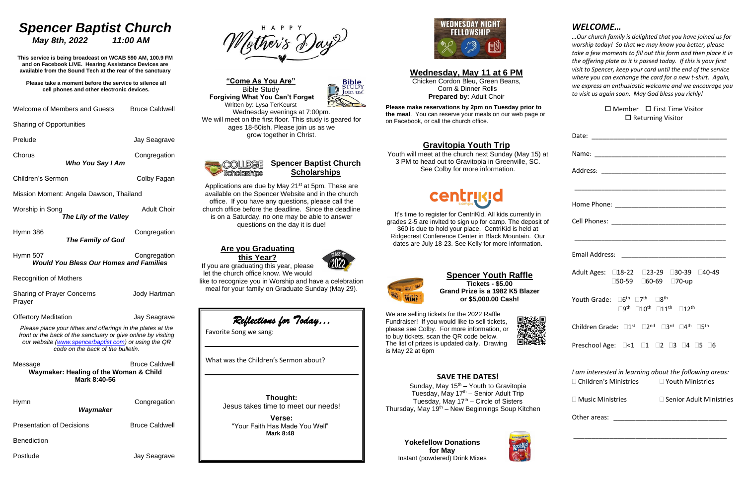# Spencer Baptist Church

***May 8th, 2022 11:00 AM***

**This service is being broadcast on WCAB 590 AM, 100.9 FM and on Facebook LIVE. Hearing Assistance Devices are available from the Sound Tech at the rear of the sanctuary**

**Please take a moment before the service to silence all cell phones and other electronic devices.**

Welcome of Members and Guests — Bruce Caldwell

Sharing of Opportunities

Prelude — Jay Seagrave

Chorus — Congregation
***Who You Say I Am***

Children's Sermon — Colby Fagan

Mission Moment: Angela Dawson, Thailand

Worship in Song — Adult Choir
***The Lily of the Valley***

Hymn 386 — Congregation
***The Family of God***

Hymn 507 — Congregation
***Would You Bless Our Homes and Families***

Recognition of Mothers

Sharing of Prayer Concerns — Jody Hartman
Prayer

Offertory Meditation — Jay Seagrave

*Please place your tithes and offerings in the plates at the front or the back of the sanctuary or give online by visiting our website (www.spencerbaptist.com) or using the QR code on the back of the bulletin.*

Message — Bruce Caldwell
**Waymaker: Healing of the Woman & Child**
**Mark 8:40-56**

Hymn — Congregation
***Waymaker***

Presentation of Decisions — Bruce Caldwell

Benediction

Postlude — Jay Seagrave

---

HAPPY Mother's Day

**"Come As You Are"**
Bible Study
**Forgiving What You Can't Forget**
Written by: Lysa TerKeurst
Wednesday evenings at 7:00pm.
We will meet on the first floor. This study is geared for ages 18-50ish. Please join us as we grow together in Christ.

## Spencer Baptist Church Scholarships

Applications are due by May 21st at 5pm. These are available on the Spencer Website and in the church office. If you have any questions, please call the church office before the deadline. Since the deadline is on a Saturday, no one may be able to answer questions on the day it is due!

## Are you Graduating this Year?

If you are graduating this year, please let the church office know. We would like to recognize you in Worship and have a celebration meal for your family on Graduate Sunday (May 29).

## *Reflections for Today…*

Favorite Song we sang:

_______________________________

What was the Children's Sermon about?

_______________________________

**Thought:**
Jesus takes time to meet our needs!

**Verse:**
"Your Faith Has Made You Well"
**Mark 8:48**

---

WEDNESDAY NIGHT FELLOWSHIP

## Wednesday, May 11 at 6 PM

Chicken Cordon Bleu, Green Beans, Corn & Dinner Rolls
**Prepared by:** Adult Choir

**Please make reservations by 2pm on Tuesday prior to the meal**. You can reserve your meals on our web page or on Facebook, or call the church office.

## Gravitopia Youth Trip

Youth will meet at the church next Sunday (May 15) at 3 PM to head out to Gravitopia in Greenville, SC. See Colby for more information.

centrikid camps

It's time to register for CentriKid. All kids currently in grades 2-5 are invited to sign up for camp. The deposit of $60 is due to hold your place. CentriKid is held at Ridgecrest Conference Center in Black Mountain. Our dates are July 18-23. See Kelly for more information.

## Spencer Youth Raffle

**Tickets - $5.00**
**Grand Prize is a 1982 K5 Blazer or $5,000.00 Cash!**

We are selling tickets for the 2022 Raffle Fundraiser! If you would like to sell tickets, please see Colby. For more information, or to buy tickets, scan the QR code below. The list of prizes is updated daily. Drawing is May 22 at 6pm

## SAVE THE DATES!

Sunday, May 15th – Youth to Gravitopia
Tuesday, May 17th – Senior Adult Trip
Tuesday, May 17th – Circle of Sisters
Thursday, May 19th – New Beginnings Soup Kitchen

**Yokefellow Donations for May**
Instant (powdered) Drink Mixes

---

## *WELCOME…*

*…Our church family is delighted that you have joined us for worship today! So that we may know you better, please take a few moments to fill out this form and then place it in the offering plate as it is passed today. If this is your first visit to Spencer, keep your card until the end of the service where you can exchange the card for a new t-shirt. Again, we express an enthusiastic welcome and we encourage you to visit us again soon. May God bless you richly!*

☐ Member ☐ First Time Visitor
☐ Returning Visitor

Date: ______________________________

Name: ______________________________

Address: ______________________________

______________________________

Home Phone: ______________________________

Cell Phones: ______________________________

______________________________

Email Address: ______________________________

Adult Ages: ☐18-22 ☐23-29 ☐30-39 ☐40-49 ☐50-59 ☐60-69 ☐70-up

Youth Grade: ☐6th ☐7th ☐8th ☐9th ☐10th ☐11th ☐12th

Children Grade: ☐1st ☐2nd ☐3rd ☐4th ☐5th

Preschool Age: ☐<1 ☐1 ☐2 ☐3 ☐4 ☐5 ☐6

*I am interested in learning about the following areas:*
☐ Children's Ministries ☐ Youth Ministries
☐ Music Ministries ☐ Senior Adult Ministries

Other areas: ______________________________

______________________________